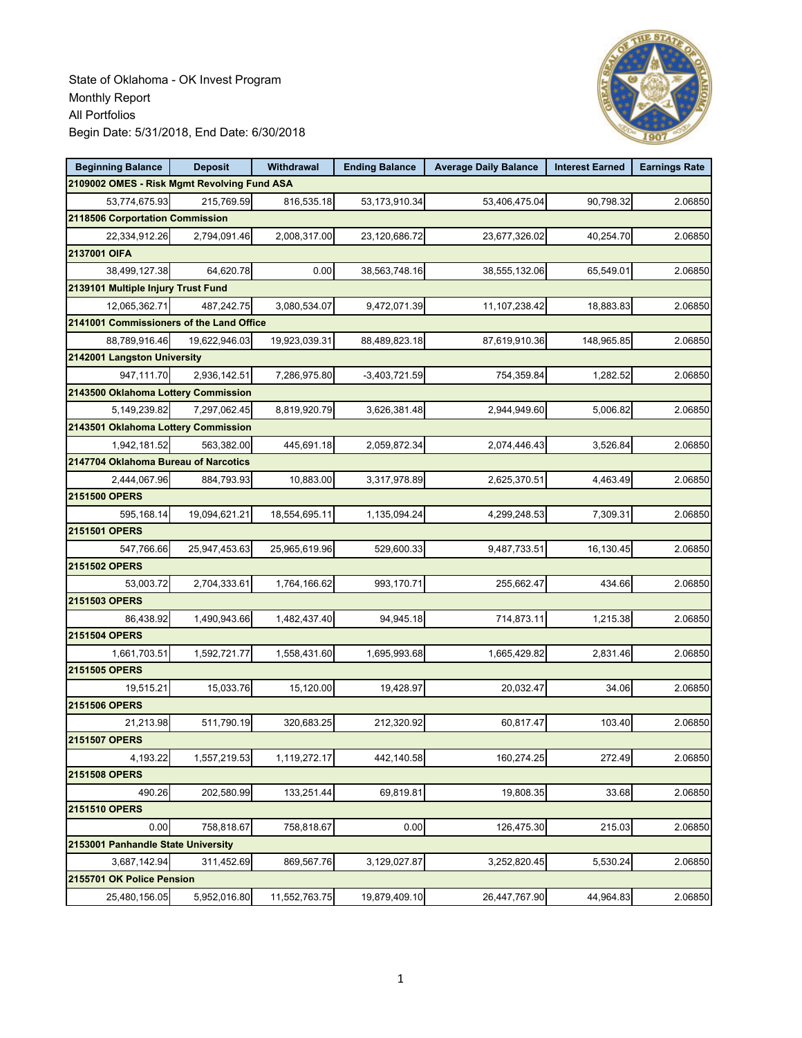State of Oklahoma - OK Invest Program
Monthly Report
All Portfolios
Begin Date: 5/31/2018, End Date: 6/30/2018

| Beginning Balance | Deposit | Withdrawal | Ending Balance | Average Daily Balance | Interest Earned | Earnings Rate |
|---|---|---|---|---|---|---|
| **2109002 OMES - Risk Mgmt Revolving Fund ASA** | | | | | | |
| 53,774,675.93 | 215,769.59 | 816,535.18 | 53,173,910.34 | 53,406,475.04 | 90,798.32 | 2.06850 |
| **2118506 Corportation Commission** | | | | | | |
| 22,334,912.26 | 2,794,091.46 | 2,008,317.00 | 23,120,686.72 | 23,677,326.02 | 40,254.70 | 2.06850 |
| **2137001 OIFA** | | | | | | |
| 38,499,127.38 | 64,620.78 | 0.00 | 38,563,748.16 | 38,555,132.06 | 65,549.01 | 2.06850 |
| **2139101 Multiple Injury Trust Fund** | | | | | | |
| 12,065,362.71 | 487,242.75 | 3,080,534.07 | 9,472,071.39 | 11,107,238.42 | 18,883.83 | 2.06850 |
| **2141001 Commissioners of the Land Office** | | | | | | |
| 88,789,916.46 | 19,622,946.03 | 19,923,039.31 | 88,489,823.18 | 87,619,910.36 | 148,965.85 | 2.06850 |
| **2142001 Langston University** | | | | | | |
| 947,111.70 | 2,936,142.51 | 7,286,975.80 | -3,403,721.59 | 754,359.84 | 1,282.52 | 2.06850 |
| **2143500 Oklahoma Lottery Commission** | | | | | | |
| 5,149,239.82 | 7,297,062.45 | 8,819,920.79 | 3,626,381.48 | 2,944,949.60 | 5,006.82 | 2.06850 |
| **2143501 Oklahoma Lottery Commission** | | | | | | |
| 1,942,181.52 | 563,382.00 | 445,691.18 | 2,059,872.34 | 2,074,446.43 | 3,526.84 | 2.06850 |
| **2147704 Oklahoma Bureau of Narcotics** | | | | | | |
| 2,444,067.96 | 884,793.93 | 10,883.00 | 3,317,978.89 | 2,625,370.51 | 4,463.49 | 2.06850 |
| **2151500 OPERS** | | | | | | |
| 595,168.14 | 19,094,621.21 | 18,554,695.11 | 1,135,094.24 | 4,299,248.53 | 7,309.31 | 2.06850 |
| **2151501 OPERS** | | | | | | |
| 547,766.66 | 25,947,453.63 | 25,965,619.96 | 529,600.33 | 9,487,733.51 | 16,130.45 | 2.06850 |
| **2151502 OPERS** | | | | | | |
| 53,003.72 | 2,704,333.61 | 1,764,166.62 | 993,170.71 | 255,662.47 | 434.66 | 2.06850 |
| **2151503 OPERS** | | | | | | |
| 86,438.92 | 1,490,943.66 | 1,482,437.40 | 94,945.18 | 714,873.11 | 1,215.38 | 2.06850 |
| **2151504 OPERS** | | | | | | |
| 1,661,703.51 | 1,592,721.77 | 1,558,431.60 | 1,695,993.68 | 1,665,429.82 | 2,831.46 | 2.06850 |
| **2151505 OPERS** | | | | | | |
| 19,515.21 | 15,033.76 | 15,120.00 | 19,428.97 | 20,032.47 | 34.06 | 2.06850 |
| **2151506 OPERS** | | | | | | |
| 21,213.98 | 511,790.19 | 320,683.25 | 212,320.92 | 60,817.47 | 103.40 | 2.06850 |
| **2151507 OPERS** | | | | | | |
| 4,193.22 | 1,557,219.53 | 1,119,272.17 | 442,140.58 | 160,274.25 | 272.49 | 2.06850 |
| **2151508 OPERS** | | | | | | |
| 490.26 | 202,580.99 | 133,251.44 | 69,819.81 | 19,808.35 | 33.68 | 2.06850 |
| **2151510 OPERS** | | | | | | |
| 0.00 | 758,818.67 | 758,818.67 | 0.00 | 126,475.30 | 215.03 | 2.06850 |
| **2153001 Panhandle State University** | | | | | | |
| 3,687,142.94 | 311,452.69 | 869,567.76 | 3,129,027.87 | 3,252,820.45 | 5,530.24 | 2.06850 |
| **2155701 OK Police Pension** | | | | | | |
| 25,480,156.05 | 5,952,016.80 | 11,552,763.75 | 19,879,409.10 | 26,447,767.90 | 44,964.83 | 2.06850 |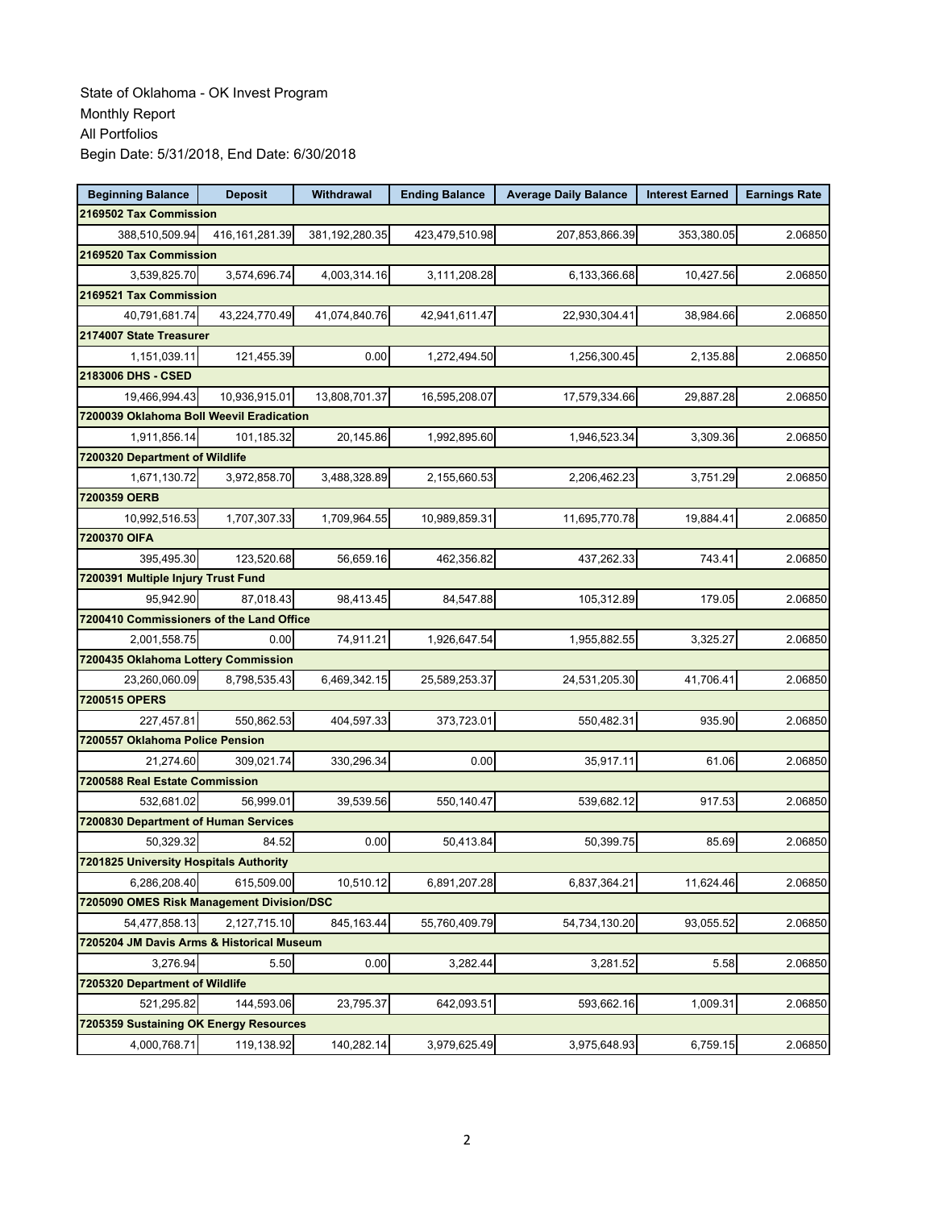State of Oklahoma - OK Invest Program
Monthly Report
All Portfolios
Begin Date: 5/31/2018, End Date: 6/30/2018

| Beginning Balance | Deposit | Withdrawal | Ending Balance | Average Daily Balance | Interest Earned | Earnings Rate |
|---|---|---|---|---|---|---|
| **2169502 Tax Commission** | | | | | | |
| 388,510,509.94 | 416,161,281.39 | 381,192,280.35 | 423,479,510.98 | 207,853,866.39 | 353,380.05 | 2.06850 |
| **2169520 Tax Commission** | | | | | | |
| 3,539,825.70 | 3,574,696.74 | 4,003,314.16 | 3,111,208.28 | 6,133,366.68 | 10,427.56 | 2.06850 |
| **2169521 Tax Commission** | | | | | | |
| 40,791,681.74 | 43,224,770.49 | 41,074,840.76 | 42,941,611.47 | 22,930,304.41 | 38,984.66 | 2.06850 |
| **2174007 State Treasurer** | | | | | | |
| 1,151,039.11 | 121,455.39 | 0.00 | 1,272,494.50 | 1,256,300.45 | 2,135.88 | 2.06850 |
| **2183006 DHS - CSED** | | | | | | |
| 19,466,994.43 | 10,936,915.01 | 13,808,701.37 | 16,595,208.07 | 17,579,334.66 | 29,887.28 | 2.06850 |
| **7200039 Oklahoma Boll Weevil Eradication** | | | | | | |
| 1,911,856.14 | 101,185.32 | 20,145.86 | 1,992,895.60 | 1,946,523.34 | 3,309.36 | 2.06850 |
| **7200320 Department of Wildlife** | | | | | | |
| 1,671,130.72 | 3,972,858.70 | 3,488,328.89 | 2,155,660.53 | 2,206,462.23 | 3,751.29 | 2.06850 |
| **7200359 OERB** | | | | | | |
| 10,992,516.53 | 1,707,307.33 | 1,709,964.55 | 10,989,859.31 | 11,695,770.78 | 19,884.41 | 2.06850 |
| **7200370 OIFA** | | | | | | |
| 395,495.30 | 123,520.68 | 56,659.16 | 462,356.82 | 437,262.33 | 743.41 | 2.06850 |
| **7200391 Multiple Injury Trust Fund** | | | | | | |
| 95,942.90 | 87,018.43 | 98,413.45 | 84,547.88 | 105,312.89 | 179.05 | 2.06850 |
| **7200410 Commissioners of the Land Office** | | | | | | |
| 2,001,558.75 | 0.00 | 74,911.21 | 1,926,647.54 | 1,955,882.55 | 3,325.27 | 2.06850 |
| **7200435 Oklahoma Lottery Commission** | | | | | | |
| 23,260,060.09 | 8,798,535.43 | 6,469,342.15 | 25,589,253.37 | 24,531,205.30 | 41,706.41 | 2.06850 |
| **7200515 OPERS** | | | | | | |
| 227,457.81 | 550,862.53 | 404,597.33 | 373,723.01 | 550,482.31 | 935.90 | 2.06850 |
| **7200557 Oklahoma Police Pension** | | | | | | |
| 21,274.60 | 309,021.74 | 330,296.34 | 0.00 | 35,917.11 | 61.06 | 2.06850 |
| **7200588 Real Estate Commission** | | | | | | |
| 532,681.02 | 56,999.01 | 39,539.56 | 550,140.47 | 539,682.12 | 917.53 | 2.06850 |
| **7200830 Department of Human Services** | | | | | | |
| 50,329.32 | 84.52 | 0.00 | 50,413.84 | 50,399.75 | 85.69 | 2.06850 |
| **7201825 University Hospitals Authority** | | | | | | |
| 6,286,208.40 | 615,509.00 | 10,510.12 | 6,891,207.28 | 6,837,364.21 | 11,624.46 | 2.06850 |
| **7205090 OMES Risk Management Division/DSC** | | | | | | |
| 54,477,858.13 | 2,127,715.10 | 845,163.44 | 55,760,409.79 | 54,734,130.20 | 93,055.52 | 2.06850 |
| **7205204 JM Davis Arms & Historical Museum** | | | | | | |
| 3,276.94 | 5.50 | 0.00 | 3,282.44 | 3,281.52 | 5.58 | 2.06850 |
| **7205320 Department of Wildlife** | | | | | | |
| 521,295.82 | 144,593.06 | 23,795.37 | 642,093.51 | 593,662.16 | 1,009.31 | 2.06850 |
| **7205359 Sustaining OK Energy Resources** | | | | | | |
| 4,000,768.71 | 119,138.92 | 140,282.14 | 3,979,625.49 | 3,975,648.93 | 6,759.15 | 2.06850 |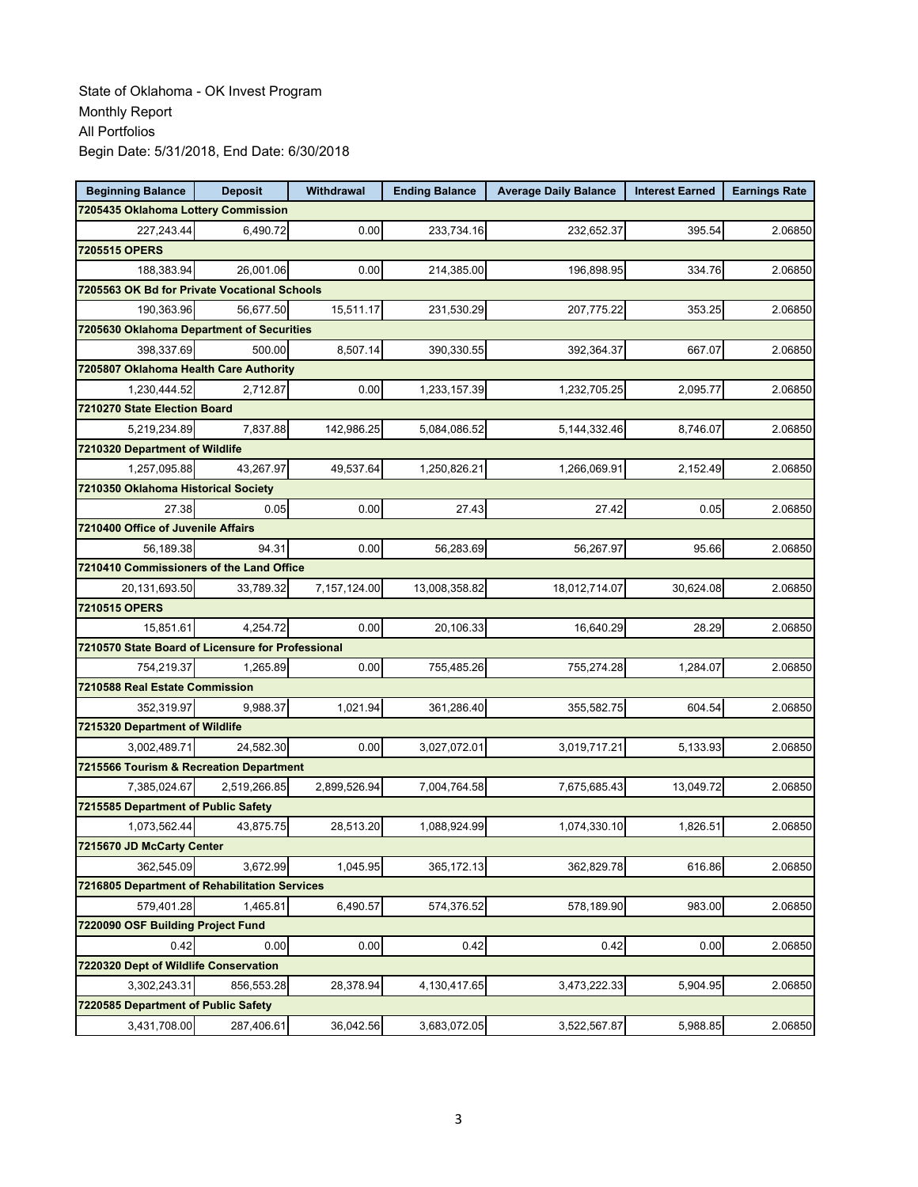State of Oklahoma - OK Invest Program
Monthly Report
All Portfolios
Begin Date: 5/31/2018, End Date: 6/30/2018

| Beginning Balance | Deposit | Withdrawal | Ending Balance | Average Daily Balance | Interest Earned | Earnings Rate |
|---|---|---|---|---|---|---|
| **7205435 Oklahoma Lottery Commission** | | | | | | |
| 227,243.44 | 6,490.72 | 0.00 | 233,734.16 | 232,652.37 | 395.54 | 2.06850 |
| **7205515 OPERS** | | | | | | |
| 188,383.94 | 26,001.06 | 0.00 | 214,385.00 | 196,898.95 | 334.76 | 2.06850 |
| **7205563 OK Bd for Private Vocational Schools** | | | | | | |
| 190,363.96 | 56,677.50 | 15,511.17 | 231,530.29 | 207,775.22 | 353.25 | 2.06850 |
| **7205630 Oklahoma Department of Securities** | | | | | | |
| 398,337.69 | 500.00 | 8,507.14 | 390,330.55 | 392,364.37 | 667.07 | 2.06850 |
| **7205807 Oklahoma Health Care Authority** | | | | | | |
| 1,230,444.52 | 2,712.87 | 0.00 | 1,233,157.39 | 1,232,705.25 | 2,095.77 | 2.06850 |
| **7210270 State Election Board** | | | | | | |
| 5,219,234.89 | 7,837.88 | 142,986.25 | 5,084,086.52 | 5,144,332.46 | 8,746.07 | 2.06850 |
| **7210320 Department of Wildlife** | | | | | | |
| 1,257,095.88 | 43,267.97 | 49,537.64 | 1,250,826.21 | 1,266,069.91 | 2,152.49 | 2.06850 |
| **7210350 Oklahoma Historical Society** | | | | | | |
| 27.38 | 0.05 | 0.00 | 27.43 | 27.42 | 0.05 | 2.06850 |
| **7210400 Office of Juvenile Affairs** | | | | | | |
| 56,189.38 | 94.31 | 0.00 | 56,283.69 | 56,267.97 | 95.66 | 2.06850 |
| **7210410 Commissioners of the Land Office** | | | | | | |
| 20,131,693.50 | 33,789.32 | 7,157,124.00 | 13,008,358.82 | 18,012,714.07 | 30,624.08 | 2.06850 |
| **7210515 OPERS** | | | | | | |
| 15,851.61 | 4,254.72 | 0.00 | 20,106.33 | 16,640.29 | 28.29 | 2.06850 |
| **7210570 State Board of Licensure for Professional** | | | | | | |
| 754,219.37 | 1,265.89 | 0.00 | 755,485.26 | 755,274.28 | 1,284.07 | 2.06850 |
| **7210588 Real Estate Commission** | | | | | | |
| 352,319.97 | 9,988.37 | 1,021.94 | 361,286.40 | 355,582.75 | 604.54 | 2.06850 |
| **7215320 Department of Wildlife** | | | | | | |
| 3,002,489.71 | 24,582.30 | 0.00 | 3,027,072.01 | 3,019,717.21 | 5,133.93 | 2.06850 |
| **7215566 Tourism & Recreation Department** | | | | | | |
| 7,385,024.67 | 2,519,266.85 | 2,899,526.94 | 7,004,764.58 | 7,675,685.43 | 13,049.72 | 2.06850 |
| **7215585 Department of Public Safety** | | | | | | |
| 1,073,562.44 | 43,875.75 | 28,513.20 | 1,088,924.99 | 1,074,330.10 | 1,826.51 | 2.06850 |
| **7215670 JD McCarty Center** | | | | | | |
| 362,545.09 | 3,672.99 | 1,045.95 | 365,172.13 | 362,829.78 | 616.86 | 2.06850 |
| **7216805 Department of Rehabilitation Services** | | | | | | |
| 579,401.28 | 1,465.81 | 6,490.57 | 574,376.52 | 578,189.90 | 983.00 | 2.06850 |
| **7220090 OSF Building Project Fund** | | | | | | |
| 0.42 | 0.00 | 0.00 | 0.42 | 0.42 | 0.00 | 2.06850 |
| **7220320 Dept of Wildlife Conservation** | | | | | | |
| 3,302,243.31 | 856,553.28 | 28,378.94 | 4,130,417.65 | 3,473,222.33 | 5,904.95 | 2.06850 |
| **7220585 Department of Public Safety** | | | | | | |
| 3,431,708.00 | 287,406.61 | 36,042.56 | 3,683,072.05 | 3,522,567.87 | 5,988.85 | 2.06850 |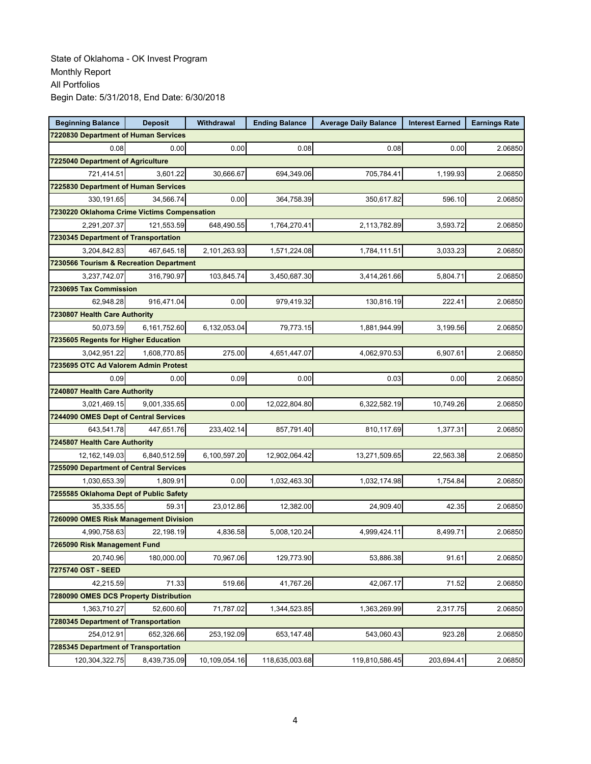State of Oklahoma - OK Invest Program
Monthly Report
All Portfolios
Begin Date: 5/31/2018, End Date: 6/30/2018

| Beginning Balance | Deposit | Withdrawal | Ending Balance | Average Daily Balance | Interest Earned | Earnings Rate |
|---|---|---|---|---|---|---|
| **7220830 Department of Human Services** | | | | | | |
| 0.08 | 0.00 | 0.00 | 0.08 | 0.08 | 0.00 | 2.06850 |
| **7225040 Department of Agriculture** | | | | | | |
| 721,414.51 | 3,601.22 | 30,666.67 | 694,349.06 | 705,784.41 | 1,199.93 | 2.06850 |
| **7225830 Department of Human Services** | | | | | | |
| 330,191.65 | 34,566.74 | 0.00 | 364,758.39 | 350,617.82 | 596.10 | 2.06850 |
| **7230220 Oklahoma Crime Victims Compensation** | | | | | | |
| 2,291,207.37 | 121,553.59 | 648,490.55 | 1,764,270.41 | 2,113,782.89 | 3,593.72 | 2.06850 |
| **7230345 Department of Transportation** | | | | | | |
| 3,204,842.83 | 467,645.18 | 2,101,263.93 | 1,571,224.08 | 1,784,111.51 | 3,033.23 | 2.06850 |
| **7230566 Tourism & Recreation Department** | | | | | | |
| 3,237,742.07 | 316,790.97 | 103,845.74 | 3,450,687.30 | 3,414,261.66 | 5,804.71 | 2.06850 |
| **7230695 Tax Commission** | | | | | | |
| 62,948.28 | 916,471.04 | 0.00 | 979,419.32 | 130,816.19 | 222.41 | 2.06850 |
| **7230807 Health Care Authority** | | | | | | |
| 50,073.59 | 6,161,752.60 | 6,132,053.04 | 79,773.15 | 1,881,944.99 | 3,199.56 | 2.06850 |
| **7235605 Regents for Higher Education** | | | | | | |
| 3,042,951.22 | 1,608,770.85 | 275.00 | 4,651,447.07 | 4,062,970.53 | 6,907.61 | 2.06850 |
| **7235695 OTC Ad Valorem Admin Protest** | | | | | | |
| 0.09 | 0.00 | 0.09 | 0.00 | 0.03 | 0.00 | 2.06850 |
| **7240807 Health Care Authority** | | | | | | |
| 3,021,469.15 | 9,001,335.65 | 0.00 | 12,022,804.80 | 6,322,582.19 | 10,749.26 | 2.06850 |
| **7244090 OMES Dept of Central Services** | | | | | | |
| 643,541.78 | 447,651.76 | 233,402.14 | 857,791.40 | 810,117.69 | 1,377.31 | 2.06850 |
| **7245807 Health Care Authority** | | | | | | |
| 12,162,149.03 | 6,840,512.59 | 6,100,597.20 | 12,902,064.42 | 13,271,509.65 | 22,563.38 | 2.06850 |
| **7255090 Department of Central Services** | | | | | | |
| 1,030,653.39 | 1,809.91 | 0.00 | 1,032,463.30 | 1,032,174.98 | 1,754.84 | 2.06850 |
| **7255585 Oklahoma Dept of Public Safety** | | | | | | |
| 35,335.55 | 59.31 | 23,012.86 | 12,382.00 | 24,909.40 | 42.35 | 2.06850 |
| **7260090 OMES Risk Management Division** | | | | | | |
| 4,990,758.63 | 22,198.19 | 4,836.58 | 5,008,120.24 | 4,999,424.11 | 8,499.71 | 2.06850 |
| **7265090 Risk Management Fund** | | | | | | |
| 20,740.96 | 180,000.00 | 70,967.06 | 129,773.90 | 53,886.38 | 91.61 | 2.06850 |
| **7275740 OST - SEED** | | | | | | |
| 42,215.59 | 71.33 | 519.66 | 41,767.26 | 42,067.17 | 71.52 | 2.06850 |
| **7280090 OMES DCS Property Distribution** | | | | | | |
| 1,363,710.27 | 52,600.60 | 71,787.02 | 1,344,523.85 | 1,363,269.99 | 2,317.75 | 2.06850 |
| **7280345 Department of Transportation** | | | | | | |
| 254,012.91 | 652,326.66 | 253,192.09 | 653,147.48 | 543,060.43 | 923.28 | 2.06850 |
| **7285345 Department of Transportation** | | | | | | |
| 120,304,322.75 | 8,439,735.09 | 10,109,054.16 | 118,635,003.68 | 119,810,586.45 | 203,694.41 | 2.06850 |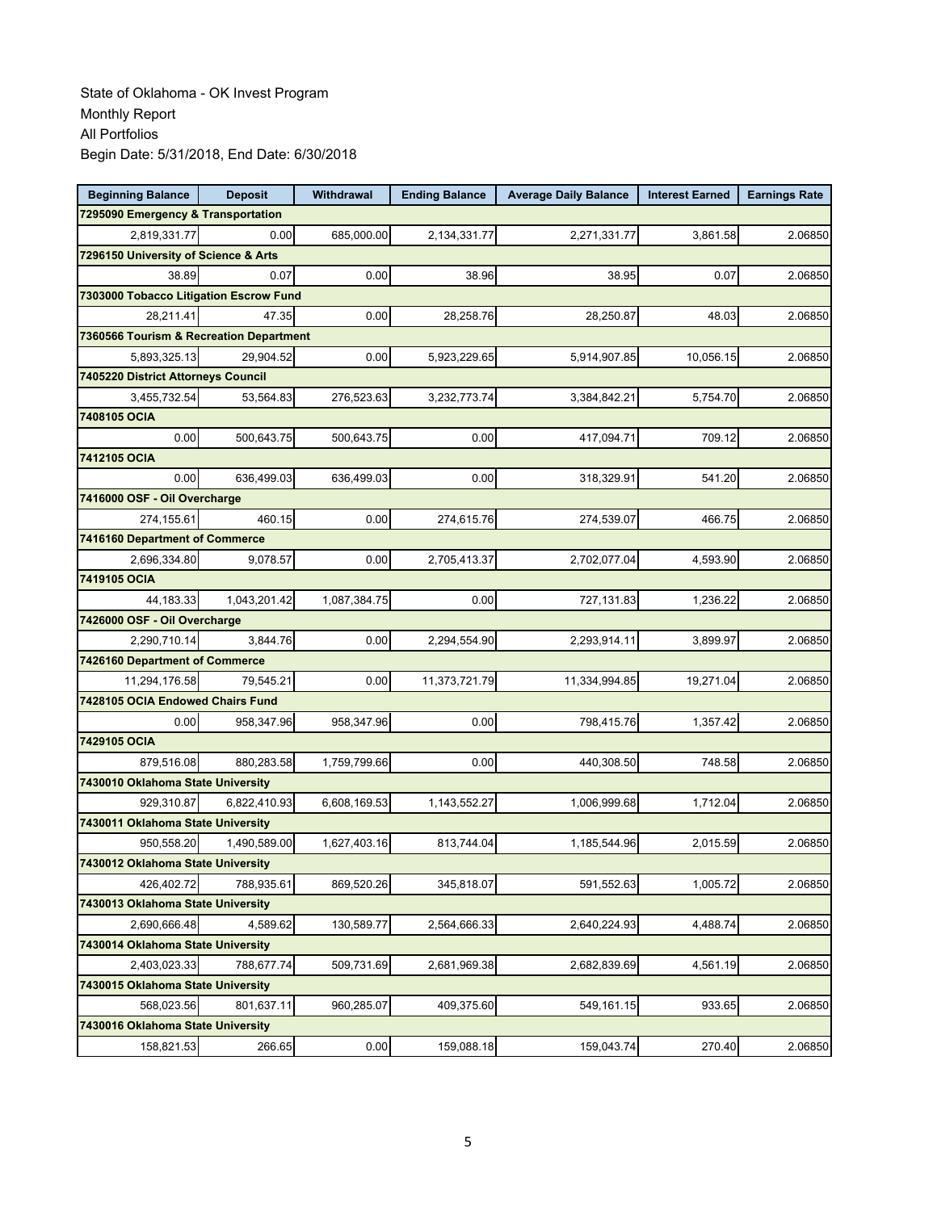State of Oklahoma - OK Invest Program
Monthly Report
All Portfolios
Begin Date: 5/31/2018, End Date: 6/30/2018

| Beginning Balance | Deposit | Withdrawal | Ending Balance | Average Daily Balance | Interest Earned | Earnings Rate |
|---|---|---|---|---|---|---|
| **7295090 Emergency & Transportation** | | | | | | |
| 2,819,331.77 | 0.00 | 685,000.00 | 2,134,331.77 | 2,271,331.77 | 3,861.58 | 2.06850 |
| **7296150 University of Science & Arts** | | | | | | |
| 38.89 | 0.07 | 0.00 | 38.96 | 38.95 | 0.07 | 2.06850 |
| **7303000 Tobacco Litigation Escrow Fund** | | | | | | |
| 28,211.41 | 47.35 | 0.00 | 28,258.76 | 28,250.87 | 48.03 | 2.06850 |
| **7360566 Tourism & Recreation Department** | | | | | | |
| 5,893,325.13 | 29,904.52 | 0.00 | 5,923,229.65 | 5,914,907.85 | 10,056.15 | 2.06850 |
| **7405220 District Attorneys Council** | | | | | | |
| 3,455,732.54 | 53,564.83 | 276,523.63 | 3,232,773.74 | 3,384,842.21 | 5,754.70 | 2.06850 |
| **7408105 OCIA** | | | | | | |
| 0.00 | 500,643.75 | 500,643.75 | 0.00 | 417,094.71 | 709.12 | 2.06850 |
| **7412105 OCIA** | | | | | | |
| 0.00 | 636,499.03 | 636,499.03 | 0.00 | 318,329.91 | 541.20 | 2.06850 |
| **7416000 OSF - Oil Overcharge** | | | | | | |
| 274,155.61 | 460.15 | 0.00 | 274,615.76 | 274,539.07 | 466.75 | 2.06850 |
| **7416160 Department of Commerce** | | | | | | |
| 2,696,334.80 | 9,078.57 | 0.00 | 2,705,413.37 | 2,702,077.04 | 4,593.90 | 2.06850 |
| **7419105 OCIA** | | | | | | |
| 44,183.33 | 1,043,201.42 | 1,087,384.75 | 0.00 | 727,131.83 | 1,236.22 | 2.06850 |
| **7426000 OSF - Oil Overcharge** | | | | | | |
| 2,290,710.14 | 3,844.76 | 0.00 | 2,294,554.90 | 2,293,914.11 | 3,899.97 | 2.06850 |
| **7426160 Department of Commerce** | | | | | | |
| 11,294,176.58 | 79,545.21 | 0.00 | 11,373,721.79 | 11,334,994.85 | 19,271.04 | 2.06850 |
| **7428105 OCIA Endowed Chairs Fund** | | | | | | |
| 0.00 | 958,347.96 | 958,347.96 | 0.00 | 798,415.76 | 1,357.42 | 2.06850 |
| **7429105 OCIA** | | | | | | |
| 879,516.08 | 880,283.58 | 1,759,799.66 | 0.00 | 440,308.50 | 748.58 | 2.06850 |
| **7430010 Oklahoma State University** | | | | | | |
| 929,310.87 | 6,822,410.93 | 6,608,169.53 | 1,143,552.27 | 1,006,999.68 | 1,712.04 | 2.06850 |
| **7430011 Oklahoma State University** | | | | | | |
| 950,558.20 | 1,490,589.00 | 1,627,403.16 | 813,744.04 | 1,185,544.96 | 2,015.59 | 2.06850 |
| **7430012 Oklahoma State University** | | | | | | |
| 426,402.72 | 788,935.61 | 869,520.26 | 345,818.07 | 591,552.63 | 1,005.72 | 2.06850 |
| **7430013 Oklahoma State University** | | | | | | |
| 2,690,666.48 | 4,589.62 | 130,589.77 | 2,564,666.33 | 2,640,224.93 | 4,488.74 | 2.06850 |
| **7430014 Oklahoma State University** | | | | | | |
| 2,403,023.33 | 788,677.74 | 509,731.69 | 2,681,969.38 | 2,682,839.69 | 4,561.19 | 2.06850 |
| **7430015 Oklahoma State University** | | | | | | |
| 568,023.56 | 801,637.11 | 960,285.07 | 409,375.60 | 549,161.15 | 933.65 | 2.06850 |
| **7430016 Oklahoma State University** | | | | | | |
| 158,821.53 | 266.65 | 0.00 | 159,088.18 | 159,043.74 | 270.40 | 2.06850 |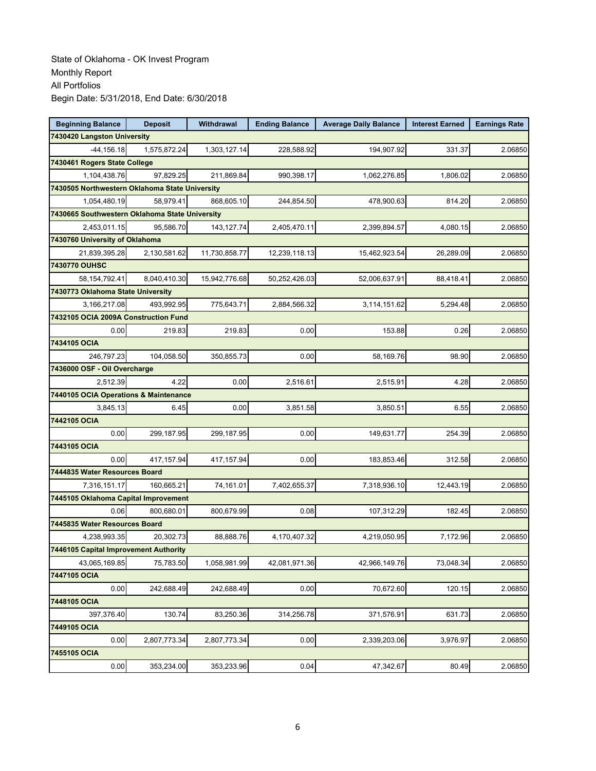State of Oklahoma - OK Invest Program
Monthly Report
All Portfolios
Begin Date: 5/31/2018, End Date: 6/30/2018

| Beginning Balance | Deposit | Withdrawal | Ending Balance | Average Daily Balance | Interest Earned | Earnings Rate |
|---|---|---|---|---|---|---|
| **7430420 Langston University** | | | | | | |
| -44,156.18 | 1,575,872.24 | 1,303,127.14 | 228,588.92 | 194,907.92 | 331.37 | 2.06850 |
| **7430461 Rogers State College** | | | | | | |
| 1,104,438.76 | 97,829.25 | 211,869.84 | 990,398.17 | 1,062,276.85 | 1,806.02 | 2.06850 |
| **7430505 Northwestern Oklahoma State University** | | | | | | |
| 1,054,480.19 | 58,979.41 | 868,605.10 | 244,854.50 | 478,900.63 | 814.20 | 2.06850 |
| **7430665 Southwestern Oklahoma State University** | | | | | | |
| 2,453,011.15 | 95,586.70 | 143,127.74 | 2,405,470.11 | 2,399,894.57 | 4,080.15 | 2.06850 |
| **7430760 University of Oklahoma** | | | | | | |
| 21,839,395.28 | 2,130,581.62 | 11,730,858.77 | 12,239,118.13 | 15,462,923.54 | 26,289.09 | 2.06850 |
| **7430770 OUHSC** | | | | | | |
| 58,154,792.41 | 8,040,410.30 | 15,942,776.68 | 50,252,426.03 | 52,006,637.91 | 88,418.41 | 2.06850 |
| **7430773 Oklahoma State University** | | | | | | |
| 3,166,217.08 | 493,992.95 | 775,643.71 | 2,884,566.32 | 3,114,151.62 | 5,294.48 | 2.06850 |
| **7432105 OCIA 2009A Construction Fund** | | | | | | |
| 0.00 | 219.83 | 219.83 | 0.00 | 153.88 | 0.26 | 2.06850 |
| **7434105 OCIA** | | | | | | |
| 246,797.23 | 104,058.50 | 350,855.73 | 0.00 | 58,169.76 | 98.90 | 2.06850 |
| **7436000 OSF - Oil Overcharge** | | | | | | |
| 2,512.39 | 4.22 | 0.00 | 2,516.61 | 2,515.91 | 4.28 | 2.06850 |
| **7440105 OCIA Operations & Maintenance** | | | | | | |
| 3,845.13 | 6.45 | 0.00 | 3,851.58 | 3,850.51 | 6.55 | 2.06850 |
| **7442105 OCIA** | | | | | | |
| 0.00 | 299,187.95 | 299,187.95 | 0.00 | 149,631.77 | 254.39 | 2.06850 |
| **7443105 OCIA** | | | | | | |
| 0.00 | 417,157.94 | 417,157.94 | 0.00 | 183,853.46 | 312.58 | 2.06850 |
| **7444835 Water Resources Board** | | | | | | |
| 7,316,151.17 | 160,665.21 | 74,161.01 | 7,402,655.37 | 7,318,936.10 | 12,443.19 | 2.06850 |
| **7445105 Oklahoma Capital Improvement** | | | | | | |
| 0.06 | 800,680.01 | 800,679.99 | 0.08 | 107,312.29 | 182.45 | 2.06850 |
| **7445835 Water Resources Board** | | | | | | |
| 4,238,993.35 | 20,302.73 | 88,888.76 | 4,170,407.32 | 4,219,050.95 | 7,172.96 | 2.06850 |
| **7446105 Capital Improvement Authority** | | | | | | |
| 43,065,169.85 | 75,783.50 | 1,058,981.99 | 42,081,971.36 | 42,966,149.76 | 73,048.34 | 2.06850 |
| **7447105 OCIA** | | | | | | |
| 0.00 | 242,688.49 | 242,688.49 | 0.00 | 70,672.60 | 120.15 | 2.06850 |
| **7448105 OCIA** | | | | | | |
| 397,376.40 | 130.74 | 83,250.36 | 314,256.78 | 371,576.91 | 631.73 | 2.06850 |
| **7449105 OCIA** | | | | | | |
| 0.00 | 2,807,773.34 | 2,807,773.34 | 0.00 | 2,339,203.06 | 3,976.97 | 2.06850 |
| **7455105 OCIA** | | | | | | |
| 0.00 | 353,234.00 | 353,233.96 | 0.04 | 47,342.67 | 80.49 | 2.06850 |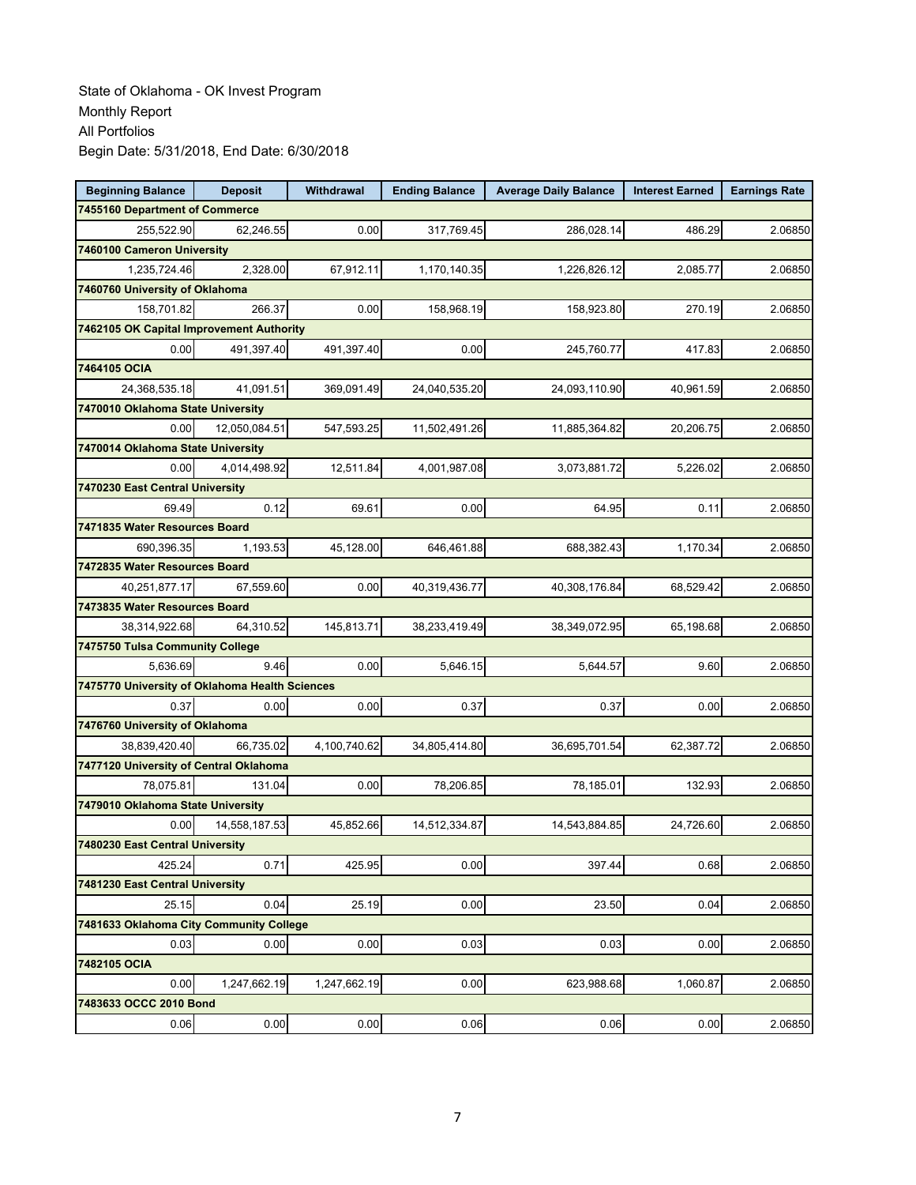State of Oklahoma - OK Invest Program
Monthly Report
All Portfolios
Begin Date: 5/31/2018, End Date: 6/30/2018

| Beginning Balance | Deposit | Withdrawal | Ending Balance | Average Daily Balance | Interest Earned | Earnings Rate |
|---|---|---|---|---|---|---|
| **7455160 Department of Commerce** | | | | | | |
| 255,522.90 | 62,246.55 | 0.00 | 317,769.45 | 286,028.14 | 486.29 | 2.06850 |
| **7460100 Cameron University** | | | | | | |
| 1,235,724.46 | 2,328.00 | 67,912.11 | 1,170,140.35 | 1,226,826.12 | 2,085.77 | 2.06850 |
| **7460760 University of Oklahoma** | | | | | | |
| 158,701.82 | 266.37 | 0.00 | 158,968.19 | 158,923.80 | 270.19 | 2.06850 |
| **7462105 OK Capital Improvement Authority** | | | | | | |
| 0.00 | 491,397.40 | 491,397.40 | 0.00 | 245,760.77 | 417.83 | 2.06850 |
| **7464105 OCIA** | | | | | | |
| 24,368,535.18 | 41,091.51 | 369,091.49 | 24,040,535.20 | 24,093,110.90 | 40,961.59 | 2.06850 |
| **7470010 Oklahoma State University** | | | | | | |
| 0.00 | 12,050,084.51 | 547,593.25 | 11,502,491.26 | 11,885,364.82 | 20,206.75 | 2.06850 |
| **7470014 Oklahoma State University** | | | | | | |
| 0.00 | 4,014,498.92 | 12,511.84 | 4,001,987.08 | 3,073,881.72 | 5,226.02 | 2.06850 |
| **7470230 East Central University** | | | | | | |
| 69.49 | 0.12 | 69.61 | 0.00 | 64.95 | 0.11 | 2.06850 |
| **7471835 Water Resources Board** | | | | | | |
| 690,396.35 | 1,193.53 | 45,128.00 | 646,461.88 | 688,382.43 | 1,170.34 | 2.06850 |
| **7472835 Water Resources Board** | | | | | | |
| 40,251,877.17 | 67,559.60 | 0.00 | 40,319,436.77 | 40,308,176.84 | 68,529.42 | 2.06850 |
| **7473835 Water Resources Board** | | | | | | |
| 38,314,922.68 | 64,310.52 | 145,813.71 | 38,233,419.49 | 38,349,072.95 | 65,198.68 | 2.06850 |
| **7475750 Tulsa Community College** | | | | | | |
| 5,636.69 | 9.46 | 0.00 | 5,646.15 | 5,644.57 | 9.60 | 2.06850 |
| **7475770 University of Oklahoma Health Sciences** | | | | | | |
| 0.37 | 0.00 | 0.00 | 0.37 | 0.37 | 0.00 | 2.06850 |
| **7476760 University of Oklahoma** | | | | | | |
| 38,839,420.40 | 66,735.02 | 4,100,740.62 | 34,805,414.80 | 36,695,701.54 | 62,387.72 | 2.06850 |
| **7477120 University of Central Oklahoma** | | | | | | |
| 78,075.81 | 131.04 | 0.00 | 78,206.85 | 78,185.01 | 132.93 | 2.06850 |
| **7479010 Oklahoma State University** | | | | | | |
| 0.00 | 14,558,187.53 | 45,852.66 | 14,512,334.87 | 14,543,884.85 | 24,726.60 | 2.06850 |
| **7480230 East Central University** | | | | | | |
| 425.24 | 0.71 | 425.95 | 0.00 | 397.44 | 0.68 | 2.06850 |
| **7481230 East Central University** | | | | | | |
| 25.15 | 0.04 | 25.19 | 0.00 | 23.50 | 0.04 | 2.06850 |
| **7481633 Oklahoma City Community College** | | | | | | |
| 0.03 | 0.00 | 0.00 | 0.03 | 0.03 | 0.00 | 2.06850 |
| **7482105 OCIA** | | | | | | |
| 0.00 | 1,247,662.19 | 1,247,662.19 | 0.00 | 623,988.68 | 1,060.87 | 2.06850 |
| **7483633 OCCC 2010 Bond** | | | | | | |
| 0.06 | 0.00 | 0.00 | 0.06 | 0.06 | 0.00 | 2.06850 |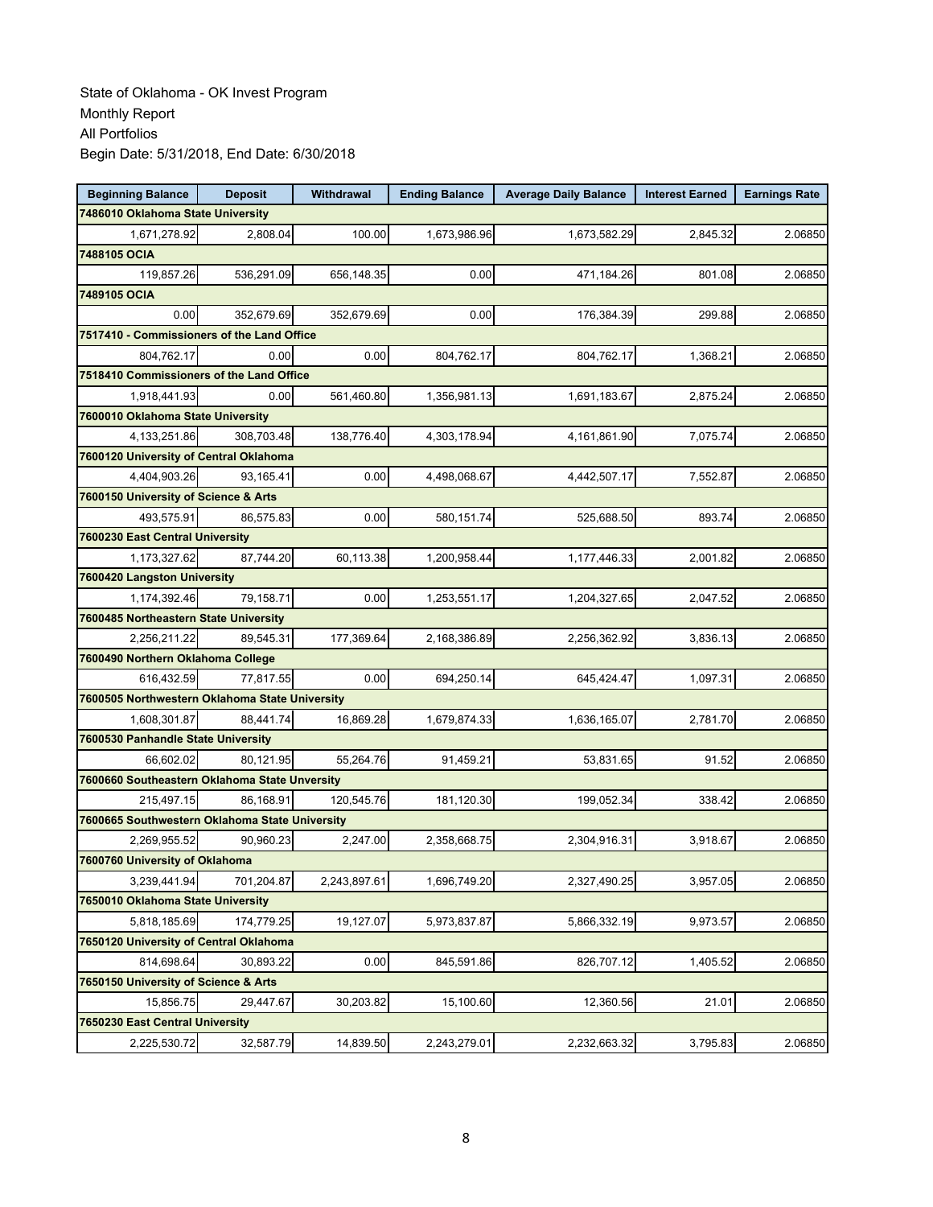State of Oklahoma - OK Invest Program
Monthly Report
All Portfolios
Begin Date: 5/31/2018, End Date: 6/30/2018

| Beginning Balance | Deposit | Withdrawal | Ending Balance | Average Daily Balance | Interest Earned | Earnings Rate |
|---|---|---|---|---|---|---|
| **7486010 Oklahoma State University** | | | | | | |
| 1,671,278.92 | 2,808.04 | 100.00 | 1,673,986.96 | 1,673,582.29 | 2,845.32 | 2.06850 |
| **7488105 OCIA** | | | | | | |
| 119,857.26 | 536,291.09 | 656,148.35 | 0.00 | 471,184.26 | 801.08 | 2.06850 |
| **7489105 OCIA** | | | | | | |
| 0.00 | 352,679.69 | 352,679.69 | 0.00 | 176,384.39 | 299.88 | 2.06850 |
| **7517410 - Commissioners of the Land Office** | | | | | | |
| 804,762.17 | 0.00 | 0.00 | 804,762.17 | 804,762.17 | 1,368.21 | 2.06850 |
| **7518410 Commissioners of the Land Office** | | | | | | |
| 1,918,441.93 | 0.00 | 561,460.80 | 1,356,981.13 | 1,691,183.67 | 2,875.24 | 2.06850 |
| **7600010 Oklahoma State University** | | | | | | |
| 4,133,251.86 | 308,703.48 | 138,776.40 | 4,303,178.94 | 4,161,861.90 | 7,075.74 | 2.06850 |
| **7600120 University of Central Oklahoma** | | | | | | |
| 4,404,903.26 | 93,165.41 | 0.00 | 4,498,068.67 | 4,442,507.17 | 7,552.87 | 2.06850 |
| **7600150 University of Science & Arts** | | | | | | |
| 493,575.91 | 86,575.83 | 0.00 | 580,151.74 | 525,688.50 | 893.74 | 2.06850 |
| **7600230 East Central University** | | | | | | |
| 1,173,327.62 | 87,744.20 | 60,113.38 | 1,200,958.44 | 1,177,446.33 | 2,001.82 | 2.06850 |
| **7600420 Langston University** | | | | | | |
| 1,174,392.46 | 79,158.71 | 0.00 | 1,253,551.17 | 1,204,327.65 | 2,047.52 | 2.06850 |
| **7600485 Northeastern State University** | | | | | | |
| 2,256,211.22 | 89,545.31 | 177,369.64 | 2,168,386.89 | 2,256,362.92 | 3,836.13 | 2.06850 |
| **7600490 Northern Oklahoma College** | | | | | | |
| 616,432.59 | 77,817.55 | 0.00 | 694,250.14 | 645,424.47 | 1,097.31 | 2.06850 |
| **7600505 Northwestern Oklahoma State University** | | | | | | |
| 1,608,301.87 | 88,441.74 | 16,869.28 | 1,679,874.33 | 1,636,165.07 | 2,781.70 | 2.06850 |
| **7600530 Panhandle State University** | | | | | | |
| 66,602.02 | 80,121.95 | 55,264.76 | 91,459.21 | 53,831.65 | 91.52 | 2.06850 |
| **7600660 Southeastern Oklahoma State Unversity** | | | | | | |
| 215,497.15 | 86,168.91 | 120,545.76 | 181,120.30 | 199,052.34 | 338.42 | 2.06850 |
| **7600665 Southwestern Oklahoma State University** | | | | | | |
| 2,269,955.52 | 90,960.23 | 2,247.00 | 2,358,668.75 | 2,304,916.31 | 3,918.67 | 2.06850 |
| **7600760 University of Oklahoma** | | | | | | |
| 3,239,441.94 | 701,204.87 | 2,243,897.61 | 1,696,749.20 | 2,327,490.25 | 3,957.05 | 2.06850 |
| **7650010 Oklahoma State University** | | | | | | |
| 5,818,185.69 | 174,779.25 | 19,127.07 | 5,973,837.87 | 5,866,332.19 | 9,973.57 | 2.06850 |
| **7650120 University of Central Oklahoma** | | | | | | |
| 814,698.64 | 30,893.22 | 0.00 | 845,591.86 | 826,707.12 | 1,405.52 | 2.06850 |
| **7650150 University of Science & Arts** | | | | | | |
| 15,856.75 | 29,447.67 | 30,203.82 | 15,100.60 | 12,360.56 | 21.01 | 2.06850 |
| **7650230 East Central University** | | | | | | |
| 2,225,530.72 | 32,587.79 | 14,839.50 | 2,243,279.01 | 2,232,663.32 | 3,795.83 | 2.06850 |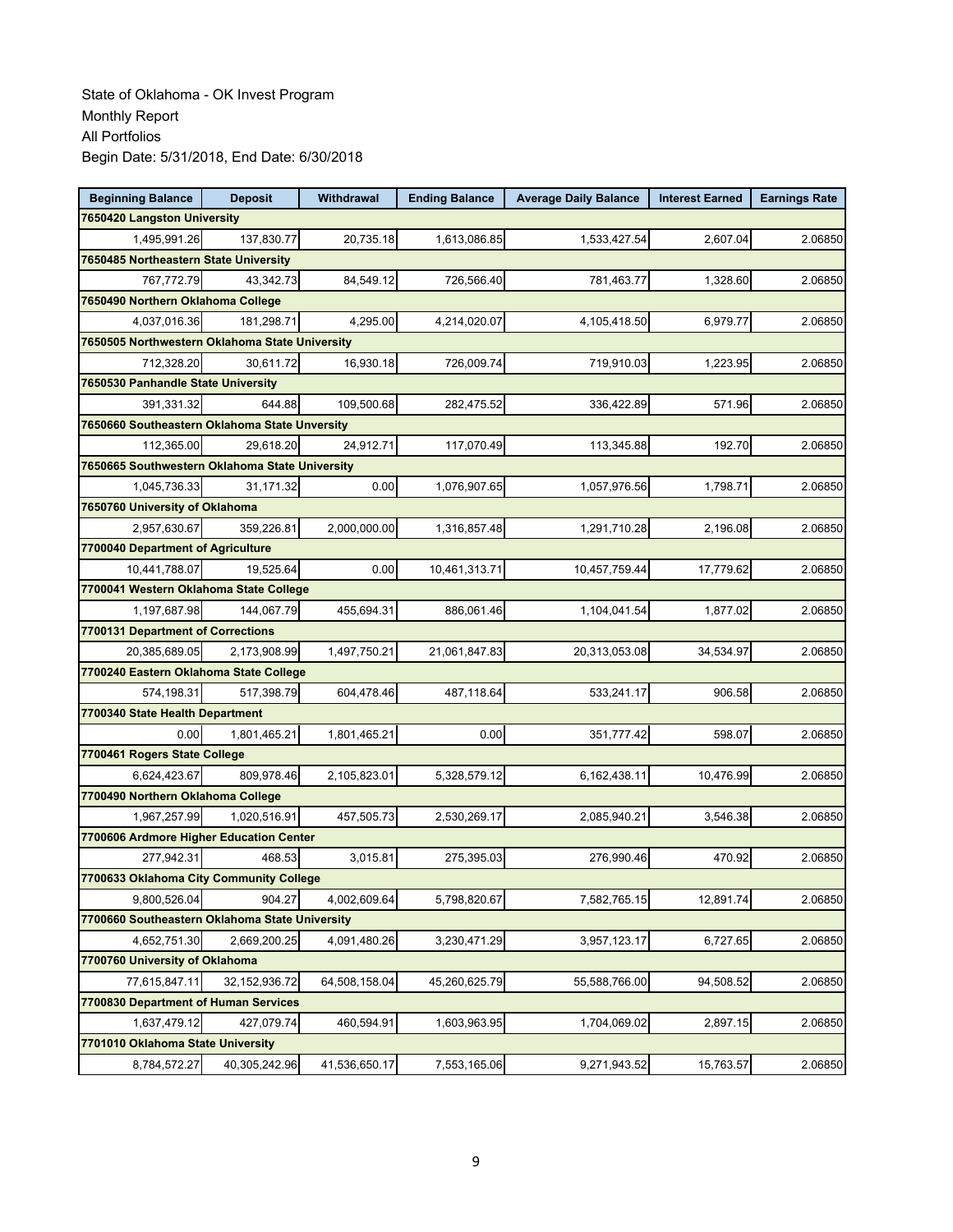State of Oklahoma - OK Invest Program
Monthly Report
All Portfolios
Begin Date: 5/31/2018, End Date: 6/30/2018

| Beginning Balance | Deposit | Withdrawal | Ending Balance | Average Daily Balance | Interest Earned | Earnings Rate |
|---|---|---|---|---|---|---|
| **7650420 Langston University** | | | | | | |
| 1,495,991.26 | 137,830.77 | 20,735.18 | 1,613,086.85 | 1,533,427.54 | 2,607.04 | 2.06850 |
| **7650485 Northeastern State University** | | | | | | |
| 767,772.79 | 43,342.73 | 84,549.12 | 726,566.40 | 781,463.77 | 1,328.60 | 2.06850 |
| **7650490 Northern Oklahoma College** | | | | | | |
| 4,037,016.36 | 181,298.71 | 4,295.00 | 4,214,020.07 | 4,105,418.50 | 6,979.77 | 2.06850 |
| **7650505 Northwestern Oklahoma State University** | | | | | | |
| 712,328.20 | 30,611.72 | 16,930.18 | 726,009.74 | 719,910.03 | 1,223.95 | 2.06850 |
| **7650530 Panhandle State University** | | | | | | |
| 391,331.32 | 644.88 | 109,500.68 | 282,475.52 | 336,422.89 | 571.96 | 2.06850 |
| **7650660 Southeastern Oklahoma State Unversity** | | | | | | |
| 112,365.00 | 29,618.20 | 24,912.71 | 117,070.49 | 113,345.88 | 192.70 | 2.06850 |
| **7650665 Southwestern Oklahoma State University** | | | | | | |
| 1,045,736.33 | 31,171.32 | 0.00 | 1,076,907.65 | 1,057,976.56 | 1,798.71 | 2.06850 |
| **7650760 University of Oklahoma** | | | | | | |
| 2,957,630.67 | 359,226.81 | 2,000,000.00 | 1,316,857.48 | 1,291,710.28 | 2,196.08 | 2.06850 |
| **7700040 Department of Agriculture** | | | | | | |
| 10,441,788.07 | 19,525.64 | 0.00 | 10,461,313.71 | 10,457,759.44 | 17,779.62 | 2.06850 |
| **7700041 Western Oklahoma State College** | | | | | | |
| 1,197,687.98 | 144,067.79 | 455,694.31 | 886,061.46 | 1,104,041.54 | 1,877.02 | 2.06850 |
| **7700131 Department of Corrections** | | | | | | |
| 20,385,689.05 | 2,173,908.99 | 1,497,750.21 | 21,061,847.83 | 20,313,053.08 | 34,534.97 | 2.06850 |
| **7700240 Eastern Oklahoma State College** | | | | | | |
| 574,198.31 | 517,398.79 | 604,478.46 | 487,118.64 | 533,241.17 | 906.58 | 2.06850 |
| **7700340 State Health Department** | | | | | | |
| 0.00 | 1,801,465.21 | 1,801,465.21 | 0.00 | 351,777.42 | 598.07 | 2.06850 |
| **7700461 Rogers State College** | | | | | | |
| 6,624,423.67 | 809,978.46 | 2,105,823.01 | 5,328,579.12 | 6,162,438.11 | 10,476.99 | 2.06850 |
| **7700490 Northern Oklahoma College** | | | | | | |
| 1,967,257.99 | 1,020,516.91 | 457,505.73 | 2,530,269.17 | 2,085,940.21 | 3,546.38 | 2.06850 |
| **7700606 Ardmore Higher Education Center** | | | | | | |
| 277,942.31 | 468.53 | 3,015.81 | 275,395.03 | 276,990.46 | 470.92 | 2.06850 |
| **7700633 Oklahoma City Community College** | | | | | | |
| 9,800,526.04 | 904.27 | 4,002,609.64 | 5,798,820.67 | 7,582,765.15 | 12,891.74 | 2.06850 |
| **7700660 Southeastern Oklahoma State University** | | | | | | |
| 4,652,751.30 | 2,669,200.25 | 4,091,480.26 | 3,230,471.29 | 3,957,123.17 | 6,727.65 | 2.06850 |
| **7700760 University of Oklahoma** | | | | | | |
| 77,615,847.11 | 32,152,936.72 | 64,508,158.04 | 45,260,625.79 | 55,588,766.00 | 94,508.52 | 2.06850 |
| **7700830 Department of Human Services** | | | | | | |
| 1,637,479.12 | 427,079.74 | 460,594.91 | 1,603,963.95 | 1,704,069.02 | 2,897.15 | 2.06850 |
| **7701010 Oklahoma State University** | | | | | | |
| 8,784,572.27 | 40,305,242.96 | 41,536,650.17 | 7,553,165.06 | 9,271,943.52 | 15,763.57 | 2.06850 |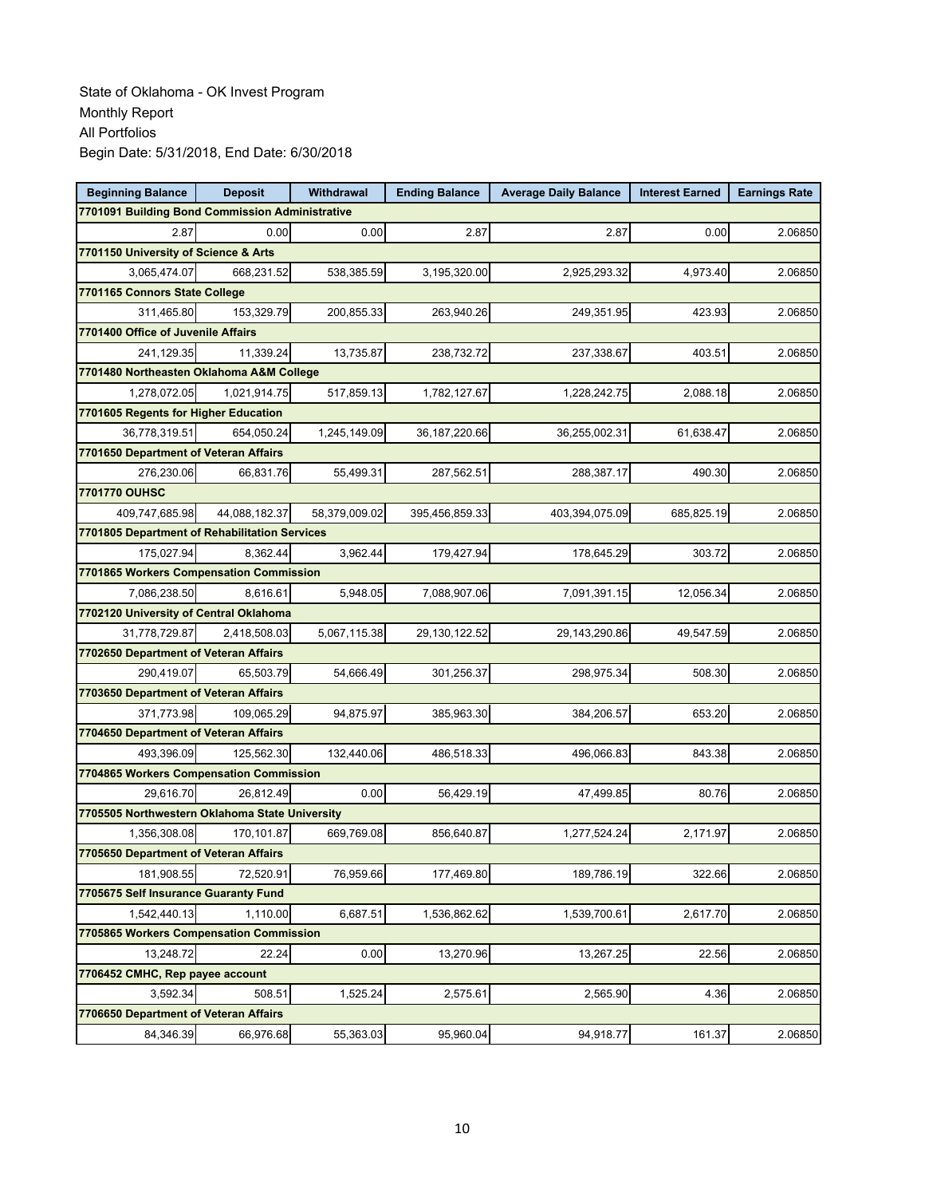State of Oklahoma - OK Invest Program
Monthly Report
All Portfolios
Begin Date: 5/31/2018, End Date: 6/30/2018

| Beginning Balance | Deposit | Withdrawal | Ending Balance | Average Daily Balance | Interest Earned | Earnings Rate |
|---|---|---|---|---|---|---|
| **7701091 Building Bond Commission Administrative** | | | | | | |
| 2.87 | 0.00 | 0.00 | 2.87 | 2.87 | 0.00 | 2.06850 |
| **7701150 University of Science & Arts** | | | | | | |
| 3,065,474.07 | 668,231.52 | 538,385.59 | 3,195,320.00 | 2,925,293.32 | 4,973.40 | 2.06850 |
| **7701165 Connors State College** | | | | | | |
| 311,465.80 | 153,329.79 | 200,855.33 | 263,940.26 | 249,351.95 | 423.93 | 2.06850 |
| **7701400 Office of Juvenile Affairs** | | | | | | |
| 241,129.35 | 11,339.24 | 13,735.87 | 238,732.72 | 237,338.67 | 403.51 | 2.06850 |
| **7701480 Northeasten Oklahoma A&M College** | | | | | | |
| 1,278,072.05 | 1,021,914.75 | 517,859.13 | 1,782,127.67 | 1,228,242.75 | 2,088.18 | 2.06850 |
| **7701605 Regents for Higher Education** | | | | | | |
| 36,778,319.51 | 654,050.24 | 1,245,149.09 | 36,187,220.66 | 36,255,002.31 | 61,638.47 | 2.06850 |
| **7701650 Department of Veteran Affairs** | | | | | | |
| 276,230.06 | 66,831.76 | 55,499.31 | 287,562.51 | 288,387.17 | 490.30 | 2.06850 |
| **7701770 OUHSC** | | | | | | |
| 409,747,685.98 | 44,088,182.37 | 58,379,009.02 | 395,456,859.33 | 403,394,075.09 | 685,825.19 | 2.06850 |
| **7701805 Department of Rehabilitation Services** | | | | | | |
| 175,027.94 | 8,362.44 | 3,962.44 | 179,427.94 | 178,645.29 | 303.72 | 2.06850 |
| **7701865 Workers Compensation Commission** | | | | | | |
| 7,086,238.50 | 8,616.61 | 5,948.05 | 7,088,907.06 | 7,091,391.15 | 12,056.34 | 2.06850 |
| **7702120 University of Central Oklahoma** | | | | | | |
| 31,778,729.87 | 2,418,508.03 | 5,067,115.38 | 29,130,122.52 | 29,143,290.86 | 49,547.59 | 2.06850 |
| **7702650 Department of Veteran Affairs** | | | | | | |
| 290,419.07 | 65,503.79 | 54,666.49 | 301,256.37 | 298,975.34 | 508.30 | 2.06850 |
| **7703650 Department of Veteran Affairs** | | | | | | |
| 371,773.98 | 109,065.29 | 94,875.97 | 385,963.30 | 384,206.57 | 653.20 | 2.06850 |
| **7704650 Department of Veteran Affairs** | | | | | | |
| 493,396.09 | 125,562.30 | 132,440.06 | 486,518.33 | 496,066.83 | 843.38 | 2.06850 |
| **7704865 Workers Compensation Commission** | | | | | | |
| 29,616.70 | 26,812.49 | 0.00 | 56,429.19 | 47,499.85 | 80.76 | 2.06850 |
| **7705505 Northwestern Oklahoma State University** | | | | | | |
| 1,356,308.08 | 170,101.87 | 669,769.08 | 856,640.87 | 1,277,524.24 | 2,171.97 | 2.06850 |
| **7705650 Department of Veteran Affairs** | | | | | | |
| 181,908.55 | 72,520.91 | 76,959.66 | 177,469.80 | 189,786.19 | 322.66 | 2.06850 |
| **7705675 Self Insurance Guaranty Fund** | | | | | | |
| 1,542,440.13 | 1,110.00 | 6,687.51 | 1,536,862.62 | 1,539,700.61 | 2,617.70 | 2.06850 |
| **7705865 Workers Compensation Commission** | | | | | | |
| 13,248.72 | 22.24 | 0.00 | 13,270.96 | 13,267.25 | 22.56 | 2.06850 |
| **7706452 CMHC, Rep payee account** | | | | | | |
| 3,592.34 | 508.51 | 1,525.24 | 2,575.61 | 2,565.90 | 4.36 | 2.06850 |
| **7706650 Department of Veteran Affairs** | | | | | | |
| 84,346.39 | 66,976.68 | 55,363.03 | 95,960.04 | 94,918.77 | 161.37 | 2.06850 |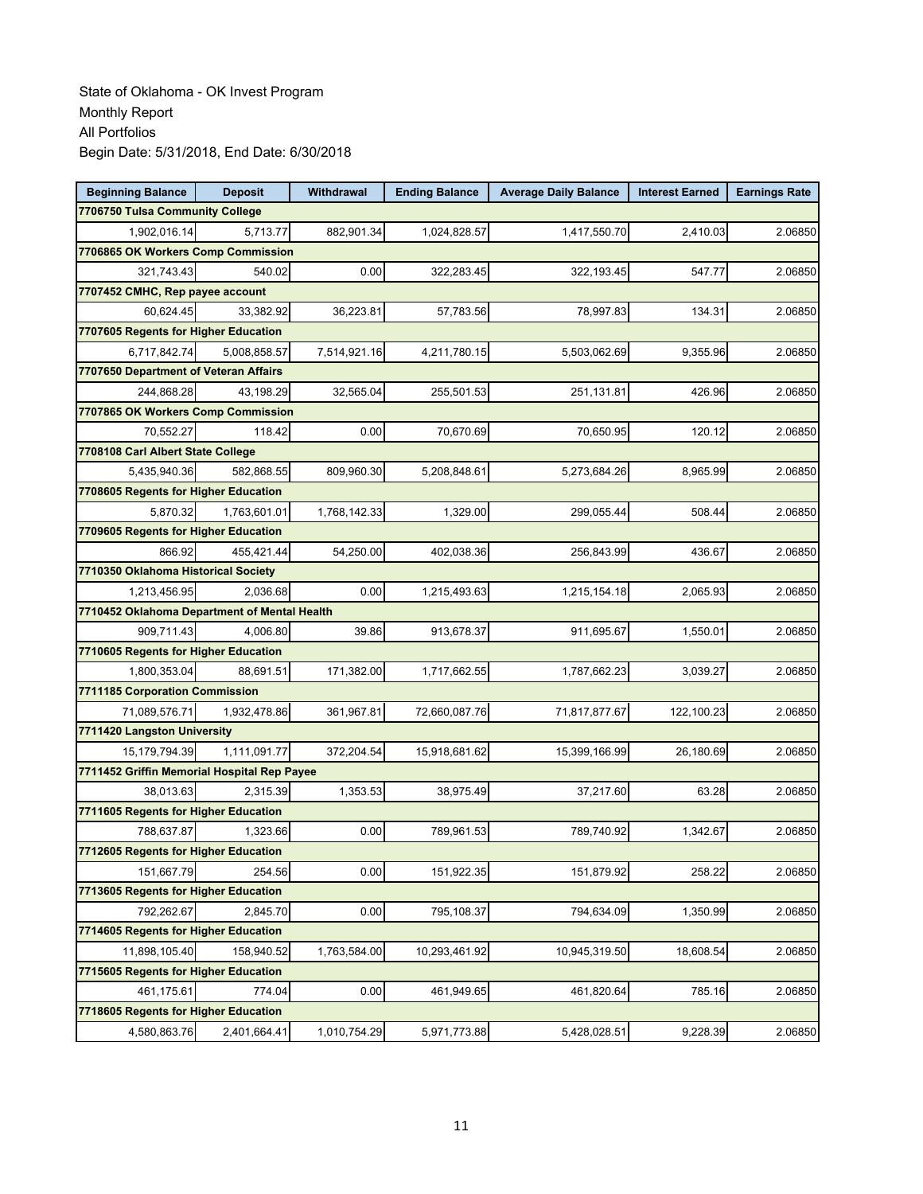State of Oklahoma - OK Invest Program
Monthly Report
All Portfolios
Begin Date: 5/31/2018, End Date: 6/30/2018

| Beginning Balance | Deposit | Withdrawal | Ending Balance | Average Daily Balance | Interest Earned | Earnings Rate |
|---|---|---|---|---|---|---|
| **7706750 Tulsa Community College** | | | | | | |
| 1,902,016.14 | 5,713.77 | 882,901.34 | 1,024,828.57 | 1,417,550.70 | 2,410.03 | 2.06850 |
| **7706865 OK Workers Comp Commission** | | | | | | |
| 321,743.43 | 540.02 | 0.00 | 322,283.45 | 322,193.45 | 547.77 | 2.06850 |
| **7707452 CMHC, Rep payee account** | | | | | | |
| 60,624.45 | 33,382.92 | 36,223.81 | 57,783.56 | 78,997.83 | 134.31 | 2.06850 |
| **7707605 Regents for Higher Education** | | | | | | |
| 6,717,842.74 | 5,008,858.57 | 7,514,921.16 | 4,211,780.15 | 5,503,062.69 | 9,355.96 | 2.06850 |
| **7707650 Department of Veteran Affairs** | | | | | | |
| 244,868.28 | 43,198.29 | 32,565.04 | 255,501.53 | 251,131.81 | 426.96 | 2.06850 |
| **7707865 OK Workers Comp Commission** | | | | | | |
| 70,552.27 | 118.42 | 0.00 | 70,670.69 | 70,650.95 | 120.12 | 2.06850 |
| **7708108 Carl Albert State College** | | | | | | |
| 5,435,940.36 | 582,868.55 | 809,960.30 | 5,208,848.61 | 5,273,684.26 | 8,965.99 | 2.06850 |
| **7708605 Regents for Higher Education** | | | | | | |
| 5,870.32 | 1,763,601.01 | 1,768,142.33 | 1,329.00 | 299,055.44 | 508.44 | 2.06850 |
| **7709605 Regents for Higher Education** | | | | | | |
| 866.92 | 455,421.44 | 54,250.00 | 402,038.36 | 256,843.99 | 436.67 | 2.06850 |
| **7710350 Oklahoma Historical Society** | | | | | | |
| 1,213,456.95 | 2,036.68 | 0.00 | 1,215,493.63 | 1,215,154.18 | 2,065.93 | 2.06850 |
| **7710452 Oklahoma Department of Mental Health** | | | | | | |
| 909,711.43 | 4,006.80 | 39.86 | 913,678.37 | 911,695.67 | 1,550.01 | 2.06850 |
| **7710605 Regents for Higher Education** | | | | | | |
| 1,800,353.04 | 88,691.51 | 171,382.00 | 1,717,662.55 | 1,787,662.23 | 3,039.27 | 2.06850 |
| **7711185 Corporation Commission** | | | | | | |
| 71,089,576.71 | 1,932,478.86 | 361,967.81 | 72,660,087.76 | 71,817,877.67 | 122,100.23 | 2.06850 |
| **7711420 Langston University** | | | | | | |
| 15,179,794.39 | 1,111,091.77 | 372,204.54 | 15,918,681.62 | 15,399,166.99 | 26,180.69 | 2.06850 |
| **7711452 Griffin Memorial Hospital Rep Payee** | | | | | | |
| 38,013.63 | 2,315.39 | 1,353.53 | 38,975.49 | 37,217.60 | 63.28 | 2.06850 |
| **7711605 Regents for Higher Education** | | | | | | |
| 788,637.87 | 1,323.66 | 0.00 | 789,961.53 | 789,740.92 | 1,342.67 | 2.06850 |
| **7712605 Regents for Higher Education** | | | | | | |
| 151,667.79 | 254.56 | 0.00 | 151,922.35 | 151,879.92 | 258.22 | 2.06850 |
| **7713605 Regents for Higher Education** | | | | | | |
| 792,262.67 | 2,845.70 | 0.00 | 795,108.37 | 794,634.09 | 1,350.99 | 2.06850 |
| **7714605 Regents for Higher Education** | | | | | | |
| 11,898,105.40 | 158,940.52 | 1,763,584.00 | 10,293,461.92 | 10,945,319.50 | 18,608.54 | 2.06850 |
| **7715605 Regents for Higher Education** | | | | | | |
| 461,175.61 | 774.04 | 0.00 | 461,949.65 | 461,820.64 | 785.16 | 2.06850 |
| **7718605 Regents for Higher Education** | | | | | | |
| 4,580,863.76 | 2,401,664.41 | 1,010,754.29 | 5,971,773.88 | 5,428,028.51 | 9,228.39 | 2.06850 |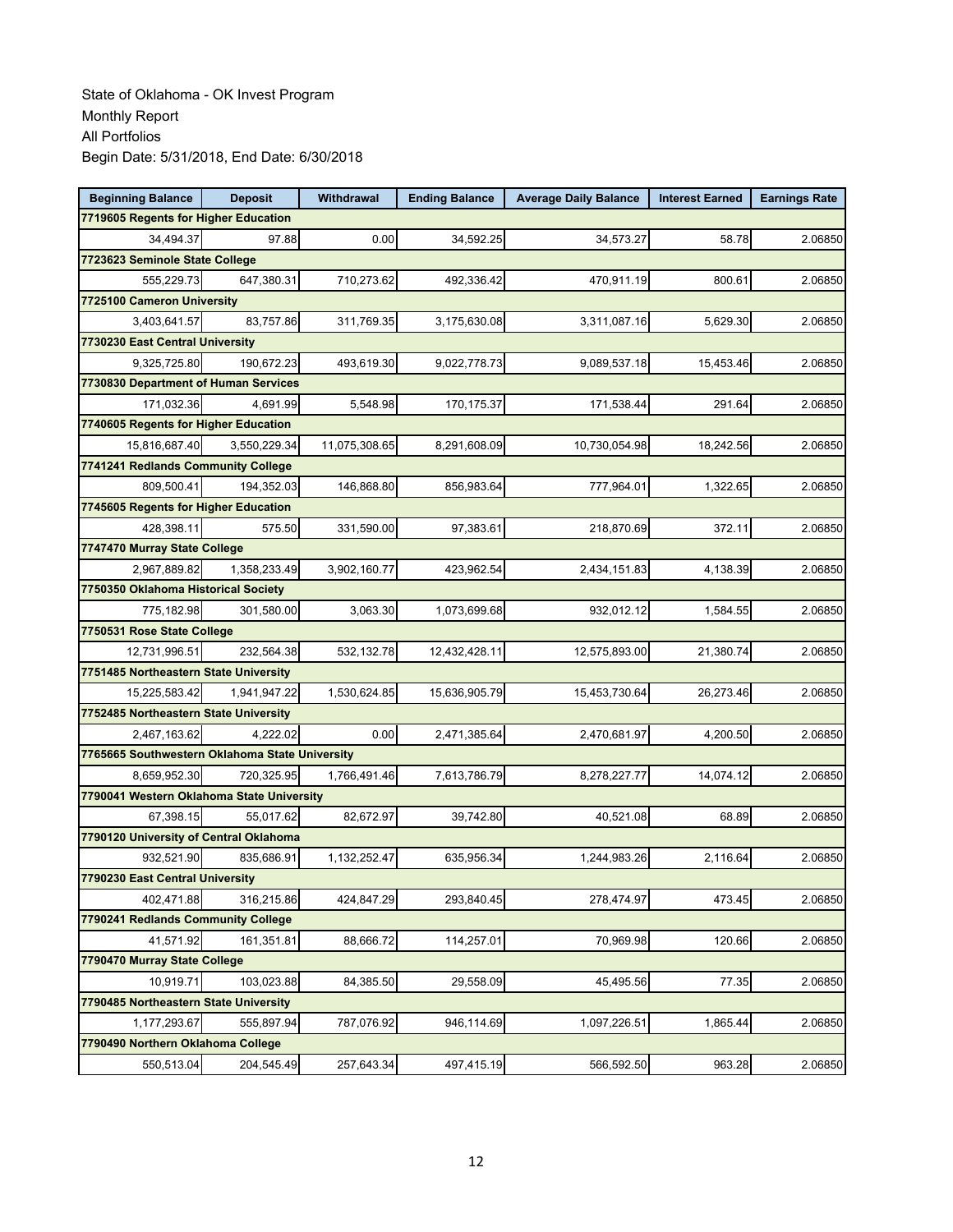State of Oklahoma - OK Invest Program
Monthly Report
All Portfolios
Begin Date: 5/31/2018, End Date: 6/30/2018

| Beginning Balance | Deposit | Withdrawal | Ending Balance | Average Daily Balance | Interest Earned | Earnings Rate |
|---|---|---|---|---|---|---|
| **7719605 Regents for Higher Education** | | | | | | |
| 34,494.37 | 97.88 | 0.00 | 34,592.25 | 34,573.27 | 58.78 | 2.06850 |
| **7723623 Seminole State College** | | | | | | |
| 555,229.73 | 647,380.31 | 710,273.62 | 492,336.42 | 470,911.19 | 800.61 | 2.06850 |
| **7725100 Cameron University** | | | | | | |
| 3,403,641.57 | 83,757.86 | 311,769.35 | 3,175,630.08 | 3,311,087.16 | 5,629.30 | 2.06850 |
| **7730230 East Central University** | | | | | | |
| 9,325,725.80 | 190,672.23 | 493,619.30 | 9,022,778.73 | 9,089,537.18 | 15,453.46 | 2.06850 |
| **7730830 Department of Human Services** | | | | | | |
| 171,032.36 | 4,691.99 | 5,548.98 | 170,175.37 | 171,538.44 | 291.64 | 2.06850 |
| **7740605 Regents for Higher Education** | | | | | | |
| 15,816,687.40 | 3,550,229.34 | 11,075,308.65 | 8,291,608.09 | 10,730,054.98 | 18,242.56 | 2.06850 |
| **7741241 Redlands Community College** | | | | | | |
| 809,500.41 | 194,352.03 | 146,868.80 | 856,983.64 | 777,964.01 | 1,322.65 | 2.06850 |
| **7745605 Regents for Higher Education** | | | | | | |
| 428,398.11 | 575.50 | 331,590.00 | 97,383.61 | 218,870.69 | 372.11 | 2.06850 |
| **7747470 Murray State College** | | | | | | |
| 2,967,889.82 | 1,358,233.49 | 3,902,160.77 | 423,962.54 | 2,434,151.83 | 4,138.39 | 2.06850 |
| **7750350 Oklahoma Historical Society** | | | | | | |
| 775,182.98 | 301,580.00 | 3,063.30 | 1,073,699.68 | 932,012.12 | 1,584.55 | 2.06850 |
| **7750531 Rose State College** | | | | | | |
| 12,731,996.51 | 232,564.38 | 532,132.78 | 12,432,428.11 | 12,575,893.00 | 21,380.74 | 2.06850 |
| **7751485 Northeastern State University** | | | | | | |
| 15,225,583.42 | 1,941,947.22 | 1,530,624.85 | 15,636,905.79 | 15,453,730.64 | 26,273.46 | 2.06850 |
| **7752485 Northeastern State University** | | | | | | |
| 2,467,163.62 | 4,222.02 | 0.00 | 2,471,385.64 | 2,470,681.97 | 4,200.50 | 2.06850 |
| **7765665 Southwestern Oklahoma State University** | | | | | | |
| 8,659,952.30 | 720,325.95 | 1,766,491.46 | 7,613,786.79 | 8,278,227.77 | 14,074.12 | 2.06850 |
| **7790041 Western Oklahoma State University** | | | | | | |
| 67,398.15 | 55,017.62 | 82,672.97 | 39,742.80 | 40,521.08 | 68.89 | 2.06850 |
| **7790120 University of Central Oklahoma** | | | | | | |
| 932,521.90 | 835,686.91 | 1,132,252.47 | 635,956.34 | 1,244,983.26 | 2,116.64 | 2.06850 |
| **7790230 East Central University** | | | | | | |
| 402,471.88 | 316,215.86 | 424,847.29 | 293,840.45 | 278,474.97 | 473.45 | 2.06850 |
| **7790241 Redlands Community College** | | | | | | |
| 41,571.92 | 161,351.81 | 88,666.72 | 114,257.01 | 70,969.98 | 120.66 | 2.06850 |
| **7790470 Murray State College** | | | | | | |
| 10,919.71 | 103,023.88 | 84,385.50 | 29,558.09 | 45,495.56 | 77.35 | 2.06850 |
| **7790485 Northeastern State University** | | | | | | |
| 1,177,293.67 | 555,897.94 | 787,076.92 | 946,114.69 | 1,097,226.51 | 1,865.44 | 2.06850 |
| **7790490 Northern Oklahoma College** | | | | | | |
| 550,513.04 | 204,545.49 | 257,643.34 | 497,415.19 | 566,592.50 | 963.28 | 2.06850 |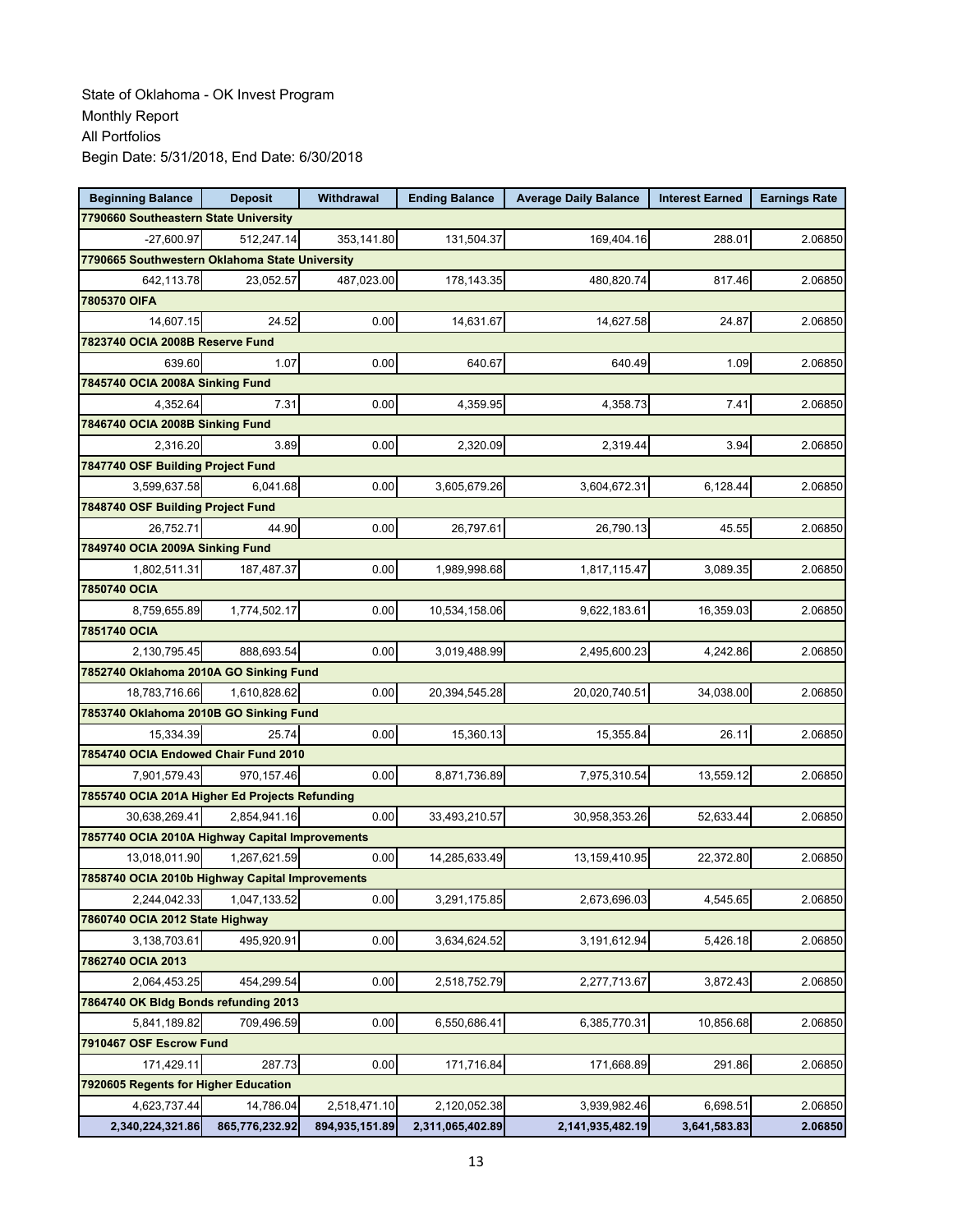State of Oklahoma - OK Invest Program
Monthly Report
All Portfolios
Begin Date: 5/31/2018, End Date: 6/30/2018

| Beginning Balance | Deposit | Withdrawal | Ending Balance | Average Daily Balance | Interest Earned | Earnings Rate |
|---|---|---|---|---|---|---|
| **7790660 Southeastern State University** | | | | | | |
| -27,600.97 | 512,247.14 | 353,141.80 | 131,504.37 | 169,404.16 | 288.01 | 2.06850 |
| **7790665 Southwestern Oklahoma State University** | | | | | | |
| 642,113.78 | 23,052.57 | 487,023.00 | 178,143.35 | 480,820.74 | 817.46 | 2.06850 |
| **7805370 OIFA** | | | | | | |
| 14,607.15 | 24.52 | 0.00 | 14,631.67 | 14,627.58 | 24.87 | 2.06850 |
| **7823740 OCIA 2008B Reserve Fund** | | | | | | |
| 639.60 | 1.07 | 0.00 | 640.67 | 640.49 | 1.09 | 2.06850 |
| **7845740 OCIA 2008A Sinking Fund** | | | | | | |
| 4,352.64 | 7.31 | 0.00 | 4,359.95 | 4,358.73 | 7.41 | 2.06850 |
| **7846740 OCIA 2008B Sinking Fund** | | | | | | |
| 2,316.20 | 3.89 | 0.00 | 2,320.09 | 2,319.44 | 3.94 | 2.06850 |
| **7847740 OSF Building Project Fund** | | | | | | |
| 3,599,637.58 | 6,041.68 | 0.00 | 3,605,679.26 | 3,604,672.31 | 6,128.44 | 2.06850 |
| **7848740 OSF Building Project Fund** | | | | | | |
| 26,752.71 | 44.90 | 0.00 | 26,797.61 | 26,790.13 | 45.55 | 2.06850 |
| **7849740 OCIA 2009A Sinking Fund** | | | | | | |
| 1,802,511.31 | 187,487.37 | 0.00 | 1,989,998.68 | 1,817,115.47 | 3,089.35 | 2.06850 |
| **7850740 OCIA** | | | | | | |
| 8,759,655.89 | 1,774,502.17 | 0.00 | 10,534,158.06 | 9,622,183.61 | 16,359.03 | 2.06850 |
| **7851740 OCIA** | | | | | | |
| 2,130,795.45 | 888,693.54 | 0.00 | 3,019,488.99 | 2,495,600.23 | 4,242.86 | 2.06850 |
| **7852740 Oklahoma 2010A GO Sinking Fund** | | | | | | |
| 18,783,716.66 | 1,610,828.62 | 0.00 | 20,394,545.28 | 20,020,740.51 | 34,038.00 | 2.06850 |
| **7853740 Oklahoma 2010B GO Sinking Fund** | | | | | | |
| 15,334.39 | 25.74 | 0.00 | 15,360.13 | 15,355.84 | 26.11 | 2.06850 |
| **7854740 OCIA Endowed Chair Fund 2010** | | | | | | |
| 7,901,579.43 | 970,157.46 | 0.00 | 8,871,736.89 | 7,975,310.54 | 13,559.12 | 2.06850 |
| **7855740 OCIA 201A Higher Ed Projects Refunding** | | | | | | |
| 30,638,269.41 | 2,854,941.16 | 0.00 | 33,493,210.57 | 30,958,353.26 | 52,633.44 | 2.06850 |
| **7857740 OCIA 2010A Highway Capital Improvements** | | | | | | |
| 13,018,011.90 | 1,267,621.59 | 0.00 | 14,285,633.49 | 13,159,410.95 | 22,372.80 | 2.06850 |
| **7858740 OCIA 2010b Highway Capital Improvements** | | | | | | |
| 2,244,042.33 | 1,047,133.52 | 0.00 | 3,291,175.85 | 2,673,696.03 | 4,545.65 | 2.06850 |
| **7860740 OCIA 2012 State Highway** | | | | | | |
| 3,138,703.61 | 495,920.91 | 0.00 | 3,634,624.52 | 3,191,612.94 | 5,426.18 | 2.06850 |
| **7862740 OCIA 2013** | | | | | | |
| 2,064,453.25 | 454,299.54 | 0.00 | 2,518,752.79 | 2,277,713.67 | 3,872.43 | 2.06850 |
| **7864740 OK Bldg Bonds refunding 2013** | | | | | | |
| 5,841,189.82 | 709,496.59 | 0.00 | 6,550,686.41 | 6,385,770.31 | 10,856.68 | 2.06850 |
| **7910467 OSF Escrow Fund** | | | | | | |
| 171,429.11 | 287.73 | 0.00 | 171,716.84 | 171,668.89 | 291.86 | 2.06850 |
| **7920605 Regents for Higher Education** | | | | | | |
| 4,623,737.44 | 14,786.04 | 2,518,471.10 | 2,120,052.38 | 3,939,982.46 | 6,698.51 | 2.06850 |
| **2,340,224,321.86** | **865,776,232.92** | **894,935,151.89** | **2,311,065,402.89** | **2,141,935,482.19** | **3,641,583.83** | **2.06850** |